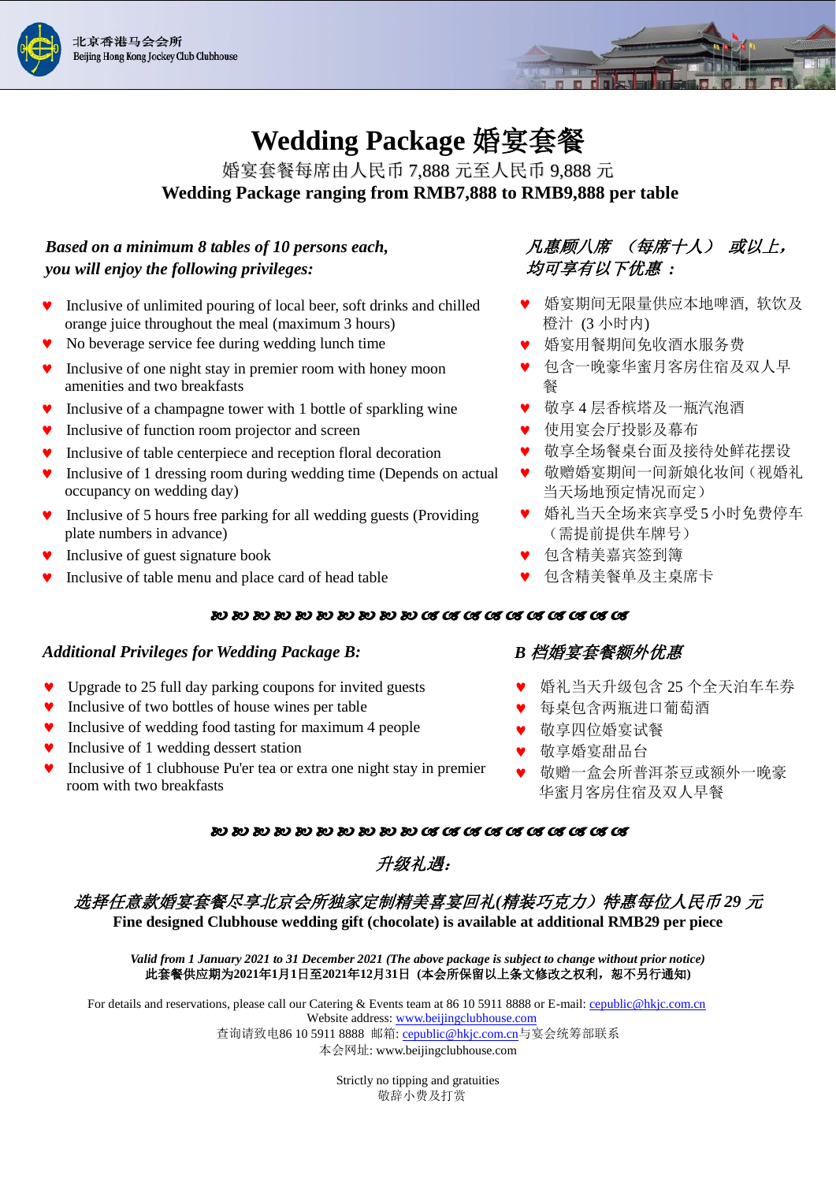北京香港马会会所
Beijing Hong Kong Jockey Club Clubhouse

# Wedding Package 婚宴套餐

婚宴套餐每席由人民币 7,888 元至人民币 9,888 元

**Wedding Package ranging from RMB7,888 to RMB9,888 per table**

***Based on a minimum 8 tables of 10 persons each, you will enjoy the following privileges:***

- Inclusive of unlimited pouring of local beer, soft drinks and chilled orange juice throughout the meal (maximum 3 hours)
- No beverage service fee during wedding lunch time
- Inclusive of one night stay in premier room with honey moon amenities and two breakfasts
- Inclusive of a champagne tower with 1 bottle of sparkling wine
- Inclusive of function room projector and screen
- Inclusive of table centerpiece and reception floral decoration
- Inclusive of 1 dressing room during wedding time (Depends on actual occupancy on wedding day)
- Inclusive of 5 hours free parking for all wedding guests (Providing plate numbers in advance)
- Inclusive of guest signature book
- Inclusive of table menu and place card of head table

***凡惠顾八席 （每席十人） 或以上，均可享有以下优惠：***

- 婚宴期间无限量供应本地啤酒，软饮及橙汁 (3 小时内)
- 婚宴用餐期间免收酒水服务费
- 包含一晚豪华蜜月客房住宿及双人早餐
- 敬享 4 层香槟塔及一瓶汽泡酒
- 使用宴会厅投影及幕布
- 敬享全场餐桌台面及接待处鲜花摆设
- 敬赠婚宴期间一间新娘化妆间（视婚礼当天场地预定情况而定）
- 婚礼当天全场来宾享受 5 小时免费停车（需提前提供车牌号）
- 包含精美嘉宾签到簿
- 包含精美餐单及主桌席卡

---

***Additional Privileges for Wedding Package B:***

- Upgrade to 25 full day parking coupons for invited guests
- Inclusive of two bottles of house wines per table
- Inclusive of wedding food tasting for maximum 4 people
- Inclusive of 1 wedding dessert station
- Inclusive of 1 clubhouse Pu'er tea or extra one night stay in premier room with two breakfasts

***B 档婚宴套餐额外优惠***

- 婚礼当天升级包含 25 个全天泊车车券
- 每桌包含两瓶进口葡萄酒
- 敬享四位婚宴试餐
- 敬享婚宴甜品台
- 敬赠一盒会所普洱茶豆或额外一晚豪华蜜月客房住宿及双人早餐

---

***升级礼遇：***

***选择任意款婚宴套餐尽享北京会所独家定制精美喜宴回礼(精装巧克力）特惠每位人民币 29 元***

**Fine designed Clubhouse wedding gift (chocolate) is available at additional RMB29 per piece**

***Valid from 1 January 2021 to 31 December 2021 (The above package is subject to change without prior notice)***

**此套餐供应期为2021年1月1日至2021年12月31日 (本会所保留以上条文修改之权利，恕不另行通知)**

For details and reservations, please call our Catering & Events team at 86 10 5911 8888 or E-mail: cepublic@hkjc.com.cn
Website address: www.beijingclubhouse.com
查询请致电86 10 5911 8888 邮箱: cepublic@hkjc.com.cn与宴会统筹部联系
本会网址: www.beijingclubhouse.com

Strictly no tipping and gratuities
敬辞小费及打赏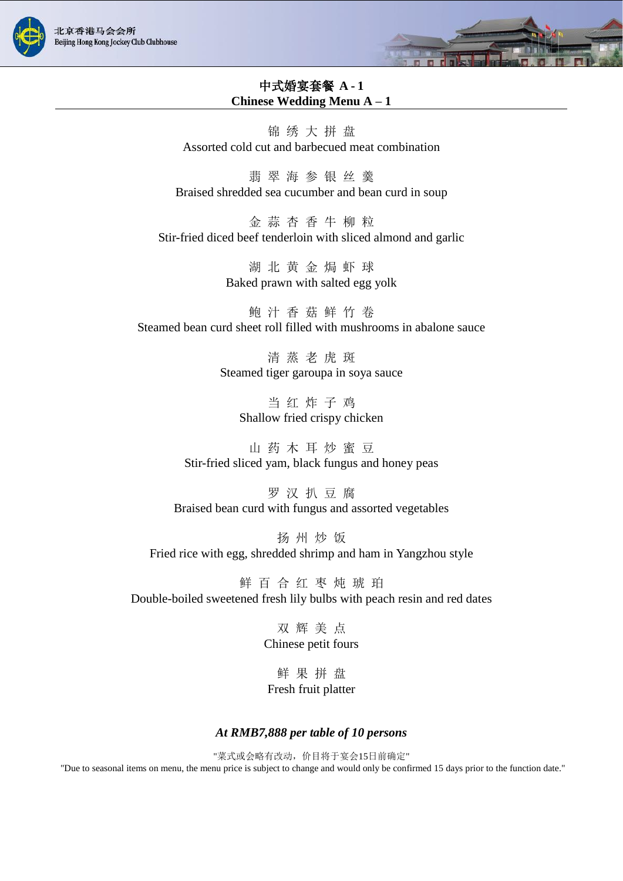# 中式婚宴套餐 A - 1
# Chinese Wedding Menu A – 1

锦 绣 大 拼 盘
Assorted cold cut and barbecued meat combination

翡 翠 海 参 银 丝 羹
Braised shredded sea cucumber and bean curd in soup

金 蒜 杏 香 牛 柳 粒
Stir-fried diced beef tenderloin with sliced almond and garlic

湖 北 黄 金 焗 虾 球
Baked prawn with salted egg yolk

鲍 汁 香 菇 鲜 竹 卷
Steamed bean curd sheet roll filled with mushrooms in abalone sauce

清 蒸 老 虎 斑
Steamed tiger garoupa in soya sauce

当 红 炸 子 鸡
Shallow fried crispy chicken

山 药 木 耳 炒 蜜 豆
Stir-fried sliced yam, black fungus and honey peas

罗 汉 扒 豆 腐
Braised bean curd with fungus and assorted vegetables

扬 州 炒 饭
Fried rice with egg, shredded shrimp and ham in Yangzhou style

鲜 百 合 红 枣 炖 琥 珀
Double-boiled sweetened fresh lily bulbs with peach resin and red dates

双 辉 美 点
Chinese petit fours

鲜 果 拼 盘
Fresh fruit platter

***At RMB7,888 per table of 10 persons***

"菜式或会略有改动，价目将于宴会15日前确定"
"Due to seasonal items on menu, the menu price is subject to change and would only be confirmed 15 days prior to the function date."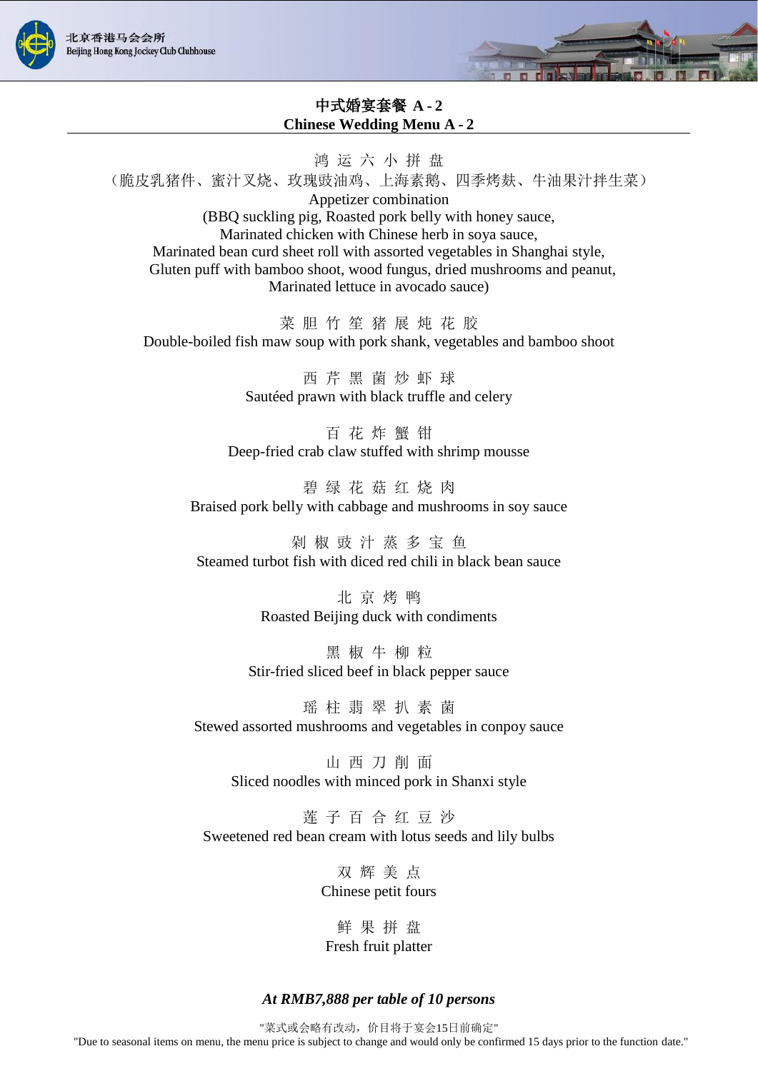# 中式婚宴套餐 A - 2
# Chinese Wedding Menu A - 2

鸿 运 六 小 拼 盘
（脆皮乳猪件、蜜汁叉烧、玫瑰豉油鸡、上海素鹅、四季烤麸、牛油果汁拌生菜）
Appetizer combination
(BBQ suckling pig, Roasted pork belly with honey sauce,
Marinated chicken with Chinese herb in soya sauce,
Marinated bean curd sheet roll with assorted vegetables in Shanghai style,
Gluten puff with bamboo shoot, wood fungus, dried mushrooms and peanut,
Marinated lettuce in avocado sauce)

菜 胆 竹 笙 猪 展 炖 花 胶
Double-boiled fish maw soup with pork shank, vegetables and bamboo shoot

西 芹 黑 菌 炒 虾 球
Sautéed prawn with black truffle and celery

百 花 炸 蟹 钳
Deep-fried crab claw stuffed with shrimp mousse

碧 绿 花 菇 红 烧 肉
Braised pork belly with cabbage and mushrooms in soy sauce

剁 椒 豉 汁 蒸 多 宝 鱼
Steamed turbot fish with diced red chili in black bean sauce

北 京 烤 鸭
Roasted Beijing duck with condiments

黑 椒 牛 柳 粒
Stir-fried sliced beef in black pepper sauce

瑶 柱 翡 翠 扒 素 菌
Stewed assorted mushrooms and vegetables in conpoy sauce

山 西 刀 削 面
Sliced noodles with minced pork in Shanxi style

莲 子 百 合 红 豆 沙
Sweetened red bean cream with lotus seeds and lily bulbs

双 辉 美 点
Chinese petit fours

鲜 果 拼 盘
Fresh fruit platter

***At RMB7,888 per table of 10 persons***

"菜式或会略有改动，价目将于宴会15日前确定"
"Due to seasonal items on menu, the menu price is subject to change and would only be confirmed 15 days prior to the function date."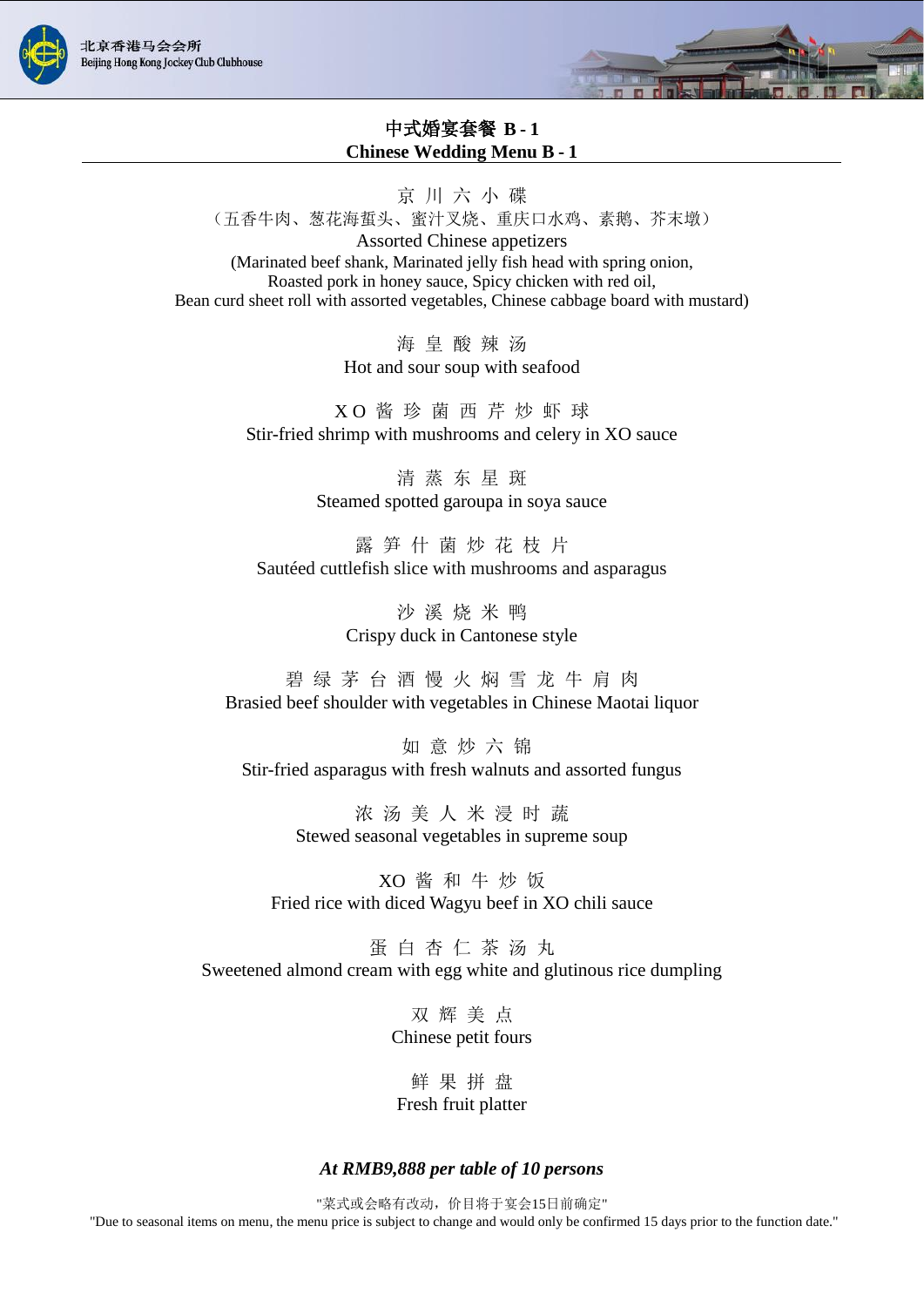# 中式婚宴套餐 B - 1
# Chinese Wedding Menu B - 1

京 川 六 小 碟
（五香牛肉、葱花海蜇头、蜜汁叉烧、重庆口水鸡、素鹅、芥末墩）
Assorted Chinese appetizers
(Marinated beef shank, Marinated jelly fish head with spring onion,
Roasted pork in honey sauce, Spicy chicken with red oil,
Bean curd sheet roll with assorted vegetables, Chinese cabbage board with mustard)

海 皇 酸 辣 汤
Hot and sour soup with seafood

X O 酱 珍 菌 西 芹 炒 虾 球
Stir-fried shrimp with mushrooms and celery in XO sauce

清 蒸 东 星 斑
Steamed spotted garoupa in soya sauce

露 笋 什 菌 炒 花 枝 片
Sautéed cuttlefish slice with mushrooms and asparagus

沙 溪 烧 米 鸭
Crispy duck in Cantonese style

碧 绿 茅 台 酒 慢 火 焖 雪 龙 牛 肩 肉
Brasied beef shoulder with vegetables in Chinese Maotai liquor

如 意 炒 六 锦
Stir-fried asparagus with fresh walnuts and assorted fungus

浓 汤 美 人 米 浸 时 蔬
Stewed seasonal vegetables in supreme soup

XO 酱 和 牛 炒 饭
Fried rice with diced Wagyu beef in XO chili sauce

蛋 白 杏 仁 茶 汤 丸
Sweetened almond cream with egg white and glutinous rice dumpling

双 辉 美 点
Chinese petit fours

鲜 果 拼 盘
Fresh fruit platter

***At RMB9,888 per table of 10 persons***

"菜式或会略有改动，价目将于宴会15日前确定"
"Due to seasonal items on menu, the menu price is subject to change and would only be confirmed 15 days prior to the function date."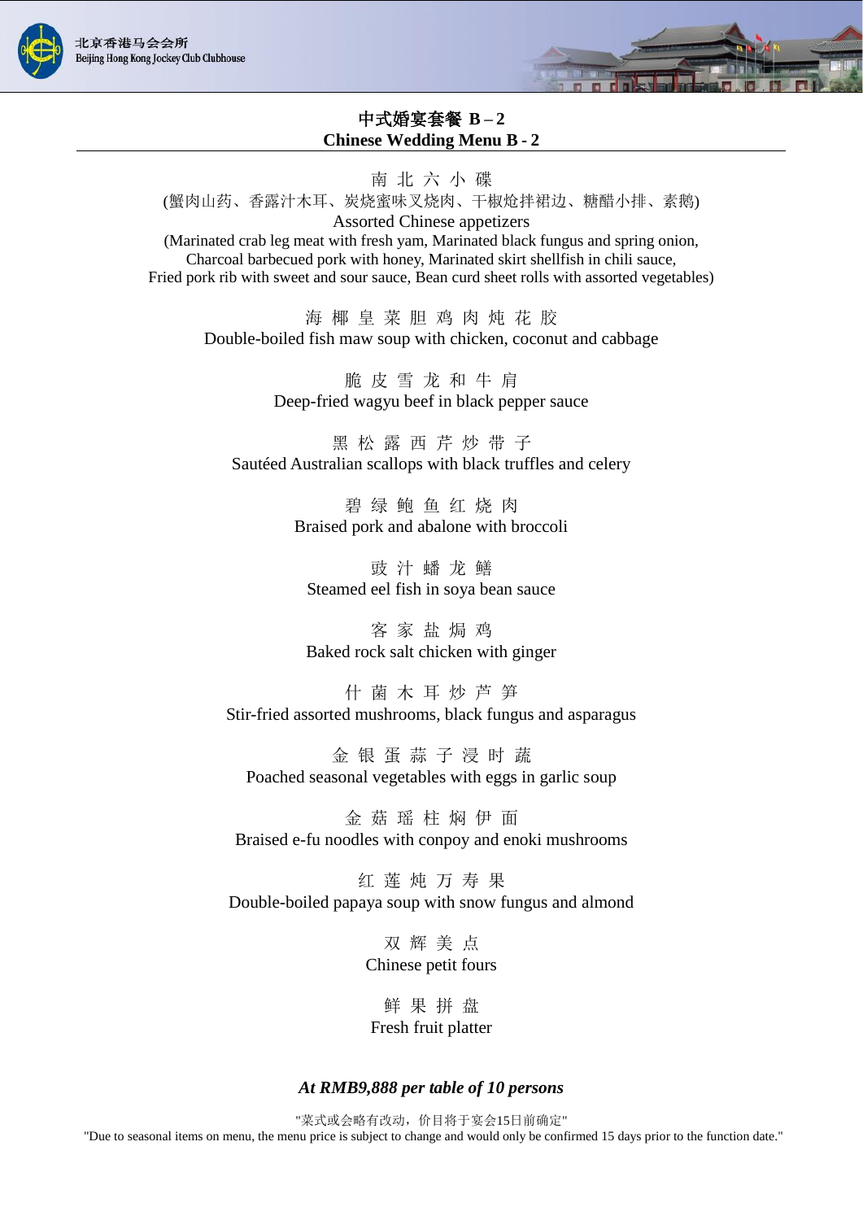# 中式婚宴套餐 B – 2
# Chinese Wedding Menu B - 2

南 北 六 小 碟
(蟹肉山药、香露汁木耳、炭烧蜜味叉烧肉、干椒炝拌裙边、糖醋小排、素鹅)
Assorted Chinese appetizers
(Marinated crab leg meat with fresh yam, Marinated black fungus and spring onion,
Charcoal barbecued pork with honey, Marinated skirt shellfish in chili sauce,
Fried pork rib with sweet and sour sauce, Bean curd sheet rolls with assorted vegetables)

海 椰 皇 菜 胆 鸡 肉 炖 花 胶
Double-boiled fish maw soup with chicken, coconut and cabbage

脆 皮 雪 龙 和 牛 肩
Deep-fried wagyu beef in black pepper sauce

黑 松 露 西 芹 炒 带 子
Sautéed Australian scallops with black truffles and celery

碧 绿 鲍 鱼 红 烧 肉
Braised pork and abalone with broccoli

豉 汁 蟠 龙 鳝
Steamed eel fish in soya bean sauce

客 家 盐 焗 鸡
Baked rock salt chicken with ginger

什 菌 木 耳 炒 芦 笋
Stir-fried assorted mushrooms, black fungus and asparagus

金 银 蛋 蒜 子 浸 时 蔬
Poached seasonal vegetables with eggs in garlic soup

金 菇 瑶 柱 焖 伊 面
Braised e-fu noodles with conpoy and enoki mushrooms

红 莲 炖 万 寿 果
Double-boiled papaya soup with snow fungus and almond

双 辉 美 点
Chinese petit fours

鲜 果 拼 盘
Fresh fruit platter

***At RMB9,888 per table of 10 persons***

"菜式或会略有改动，价目将于宴会15日前确定"
"Due to seasonal items on menu, the menu price is subject to change and would only be confirmed 15 days prior to the function date."